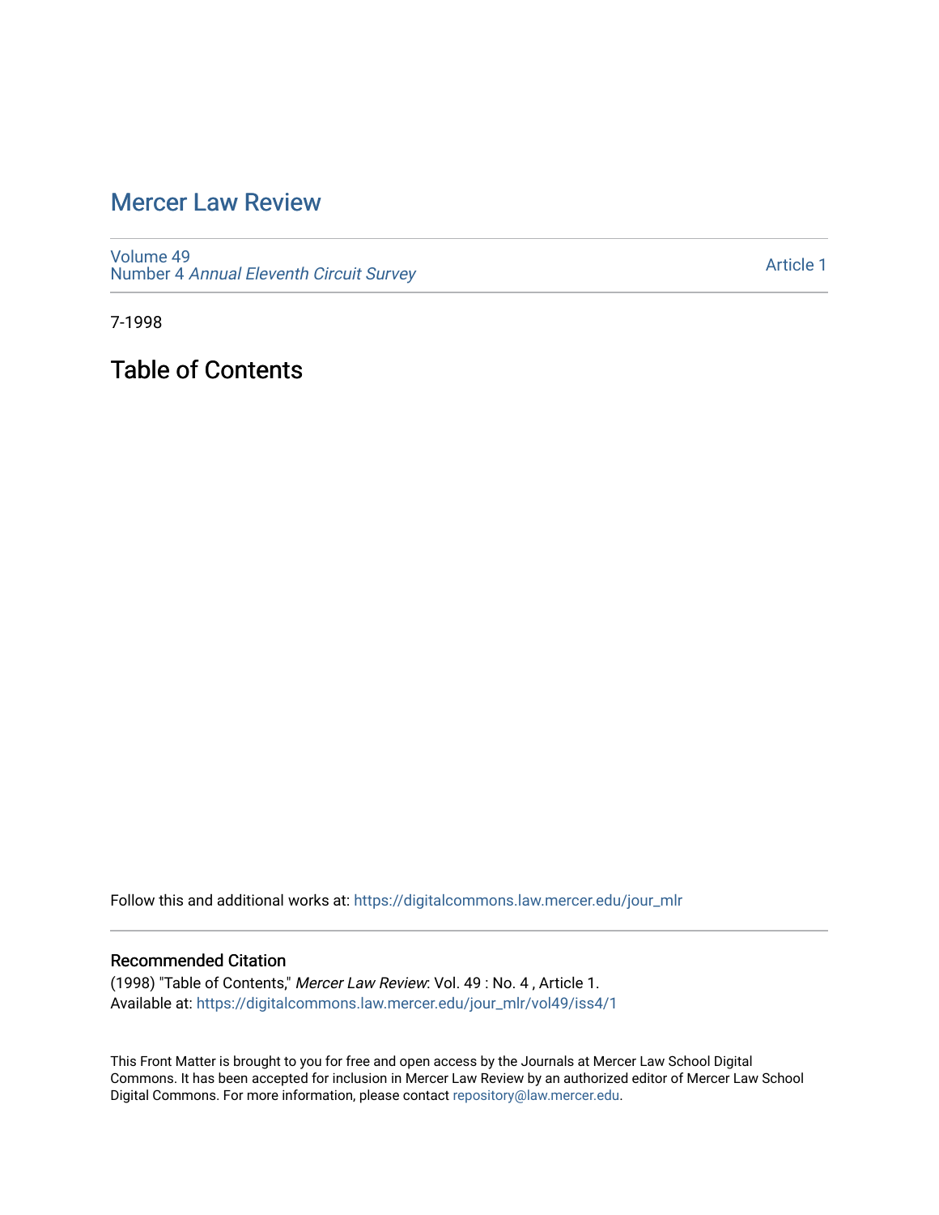# Mercer Law Review

Volume 49
Number 4 *Annual Eleventh Circuit Survey*

Article 1

7-1998

## Table of Contents

Follow this and additional works at: https://digitalcommons.law.mercer.edu/jour_mlr

### Recommended Citation

(1998) "Table of Contents," *Mercer Law Review*: Vol. 49 : No. 4 , Article 1.
Available at: https://digitalcommons.law.mercer.edu/jour_mlr/vol49/iss4/1

This Front Matter is brought to you for free and open access by the Journals at Mercer Law School Digital Commons. It has been accepted for inclusion in Mercer Law Review by an authorized editor of Mercer Law School Digital Commons. For more information, please contact repository@law.mercer.edu.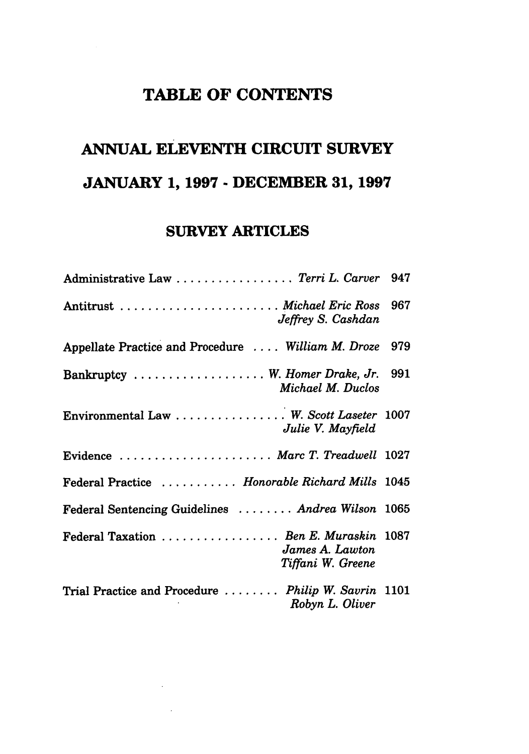# TABLE OF CONTENTS

## ANNUAL ELEVENTH CIRCUIT SURVEY

## JANUARY 1, 1997 - DECEMBER 31, 1997

### SURVEY ARTICLES

| | | |
|---|---|---|
| Administrative Law | *Terri L. Carver* | 947 |
| Antitrust | *Michael Eric Ross*<br>*Jeffrey S. Cashdan* | 967 |
| Appellate Practice and Procedure | *William M. Droze* | 979 |
| Bankruptcy | *W. Homer Drake, Jr.*<br>*Michael M. Duclos* | 991 |
| Environmental Law | *W. Scott Laseter*<br>*Julie V. Mayfield* | 1007 |
| Evidence | *Marc T. Treadwell* | 1027 |
| Federal Practice | *Honorable Richard Mills* | 1045 |
| Federal Sentencing Guidelines | *Andrea Wilson* | 1065 |
| Federal Taxation | *Ben E. Muraskin*<br>*James A. Lawton*<br>*Tiffani W. Greene* | 1087 |
| Trial Practice and Procedure | *Philip W. Savrin*<br>*Robyn L. Oliver* | 1101 |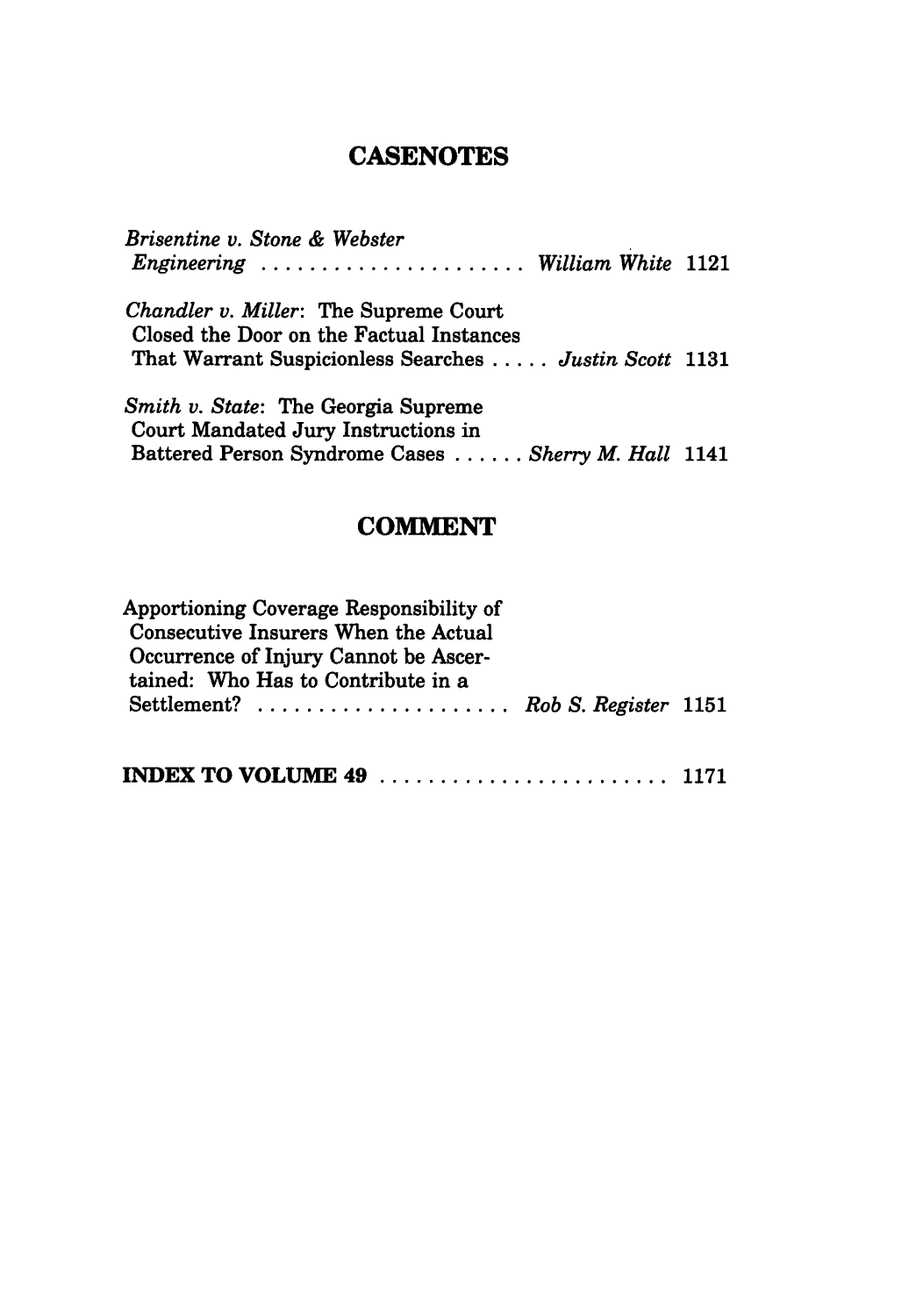## CASENOTES

*Brisentine v. Stone & Webster Engineering* ...................... *William White* 1121

*Chandler v. Miller*: The Supreme Court Closed the Door on the Factual Instances That Warrant Suspicionless Searches ..... *Justin Scott* 1131

*Smith v. State*: The Georgia Supreme Court Mandated Jury Instructions in Battered Person Syndrome Cases ...... *Sherry M. Hall* 1141

## COMMENT

Apportioning Coverage Responsibility of Consecutive Insurers When the Actual Occurrence of Injury Cannot be Ascertained: Who Has to Contribute in a Settlement? ..................... *Rob S. Register* 1151

**INDEX TO VOLUME 49** ........................ 1171